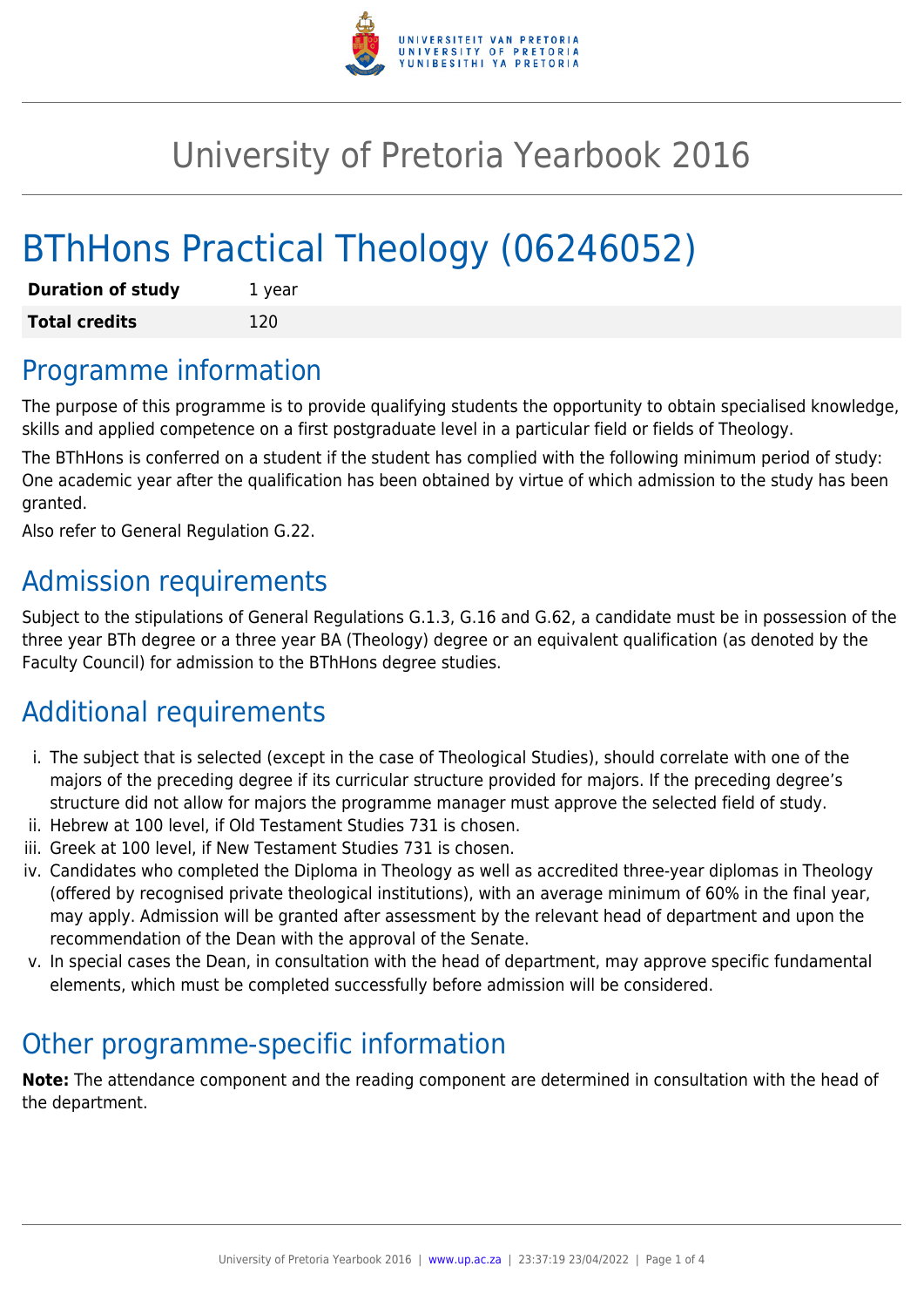# University of Pretoria Yearbook 2016

# BThHons Practical Theology (06246052)

| **Duration of study** | 1 year |
| --- | --- |
| **Total credits** | 120 |

## Programme information

The purpose of this programme is to provide qualifying students the opportunity to obtain specialised knowledge, skills and applied competence on a first postgraduate level in a particular field or fields of Theology.

The BThHons is conferred on a student if the student has complied with the following minimum period of study: One academic year after the qualification has been obtained by virtue of which admission to the study has been granted.

Also refer to General Regulation G.22.

## Admission requirements

Subject to the stipulations of General Regulations G.1.3, G.16 and G.62, a candidate must be in possession of the three year BTh degree or a three year BA (Theology) degree or an equivalent qualification (as denoted by the Faculty Council) for admission to the BThHons degree studies.

## Additional requirements

i. The subject that is selected (except in the case of Theological Studies), should correlate with one of the majors of the preceding degree if its curricular structure provided for majors. If the preceding degree's structure did not allow for majors the programme manager must approve the selected field of study.
ii. Hebrew at 100 level, if Old Testament Studies 731 is chosen.
iii. Greek at 100 level, if New Testament Studies 731 is chosen.
iv. Candidates who completed the Diploma in Theology as well as accredited three-year diplomas in Theology (offered by recognised private theological institutions), with an average minimum of 60% in the final year, may apply. Admission will be granted after assessment by the relevant head of department and upon the recommendation of the Dean with the approval of the Senate.
v. In special cases the Dean, in consultation with the head of department, may approve specific fundamental elements, which must be completed successfully before admission will be considered.

## Other programme-specific information

**Note:** The attendance component and the reading component are determined in consultation with the head of the department.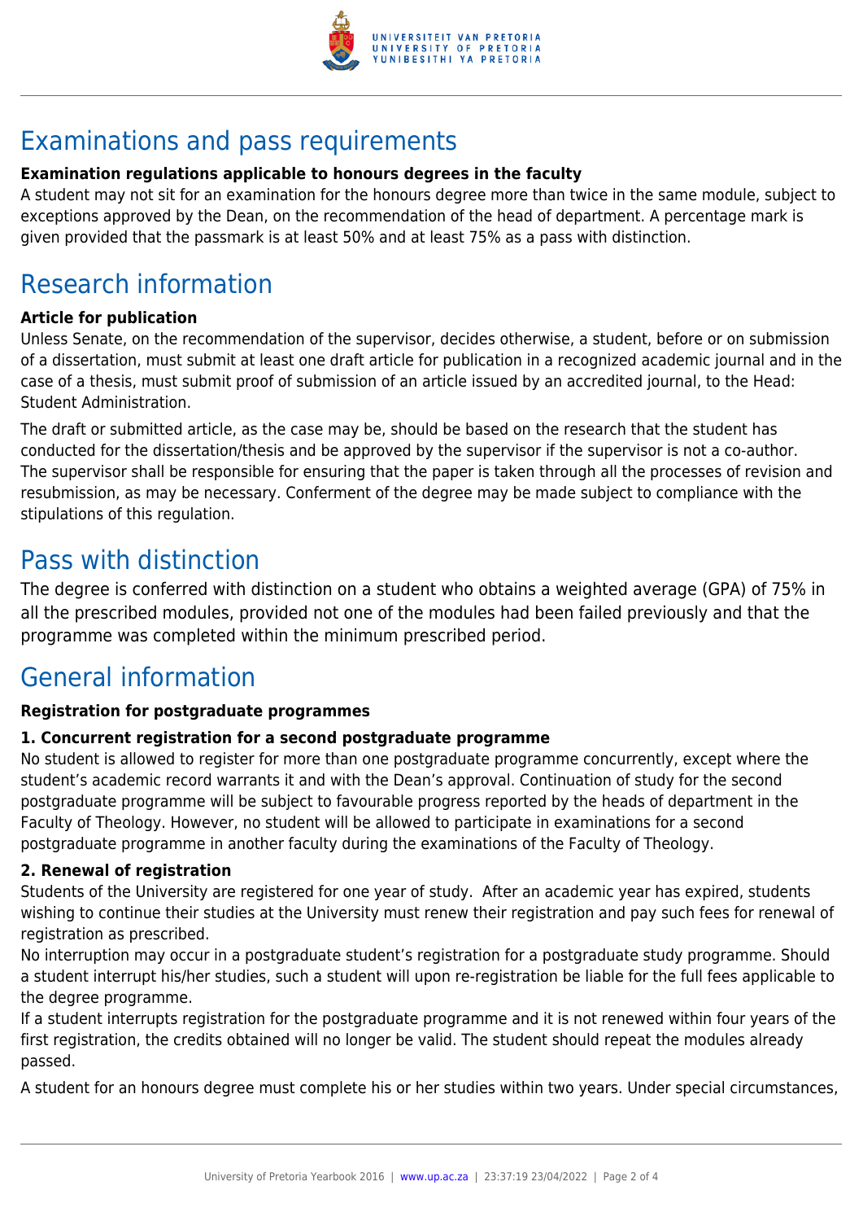# Examinations and pass requirements

**Examination regulations applicable to honours degrees in the faculty**

A student may not sit for an examination for the honours degree more than twice in the same module, subject to exceptions approved by the Dean, on the recommendation of the head of department. A percentage mark is given provided that the passmark is at least 50% and at least 75% as a pass with distinction.

# Research information

**Article for publication**

Unless Senate, on the recommendation of the supervisor, decides otherwise, a student, before or on submission of a dissertation, must submit at least one draft article for publication in a recognized academic journal and in the case of a thesis, must submit proof of submission of an article issued by an accredited journal, to the Head: Student Administration.

The draft or submitted article, as the case may be, should be based on the research that the student has conducted for the dissertation/thesis and be approved by the supervisor if the supervisor is not a co-author. The supervisor shall be responsible for ensuring that the paper is taken through all the processes of revision and resubmission, as may be necessary. Conferment of the degree may be made subject to compliance with the stipulations of this regulation.

# Pass with distinction

The degree is conferred with distinction on a student who obtains a weighted average (GPA) of 75% in all the prescribed modules, provided not one of the modules had been failed previously and that the programme was completed within the minimum prescribed period.

# General information

**Registration for postgraduate programmes**

**1. Concurrent registration for a second postgraduate programme**

No student is allowed to register for more than one postgraduate programme concurrently, except where the student's academic record warrants it and with the Dean's approval. Continuation of study for the second postgraduate programme will be subject to favourable progress reported by the heads of department in the Faculty of Theology. However, no student will be allowed to participate in examinations for a second postgraduate programme in another faculty during the examinations of the Faculty of Theology.

**2. Renewal of registration**

Students of the University are registered for one year of study. After an academic year has expired, students wishing to continue their studies at the University must renew their registration and pay such fees for renewal of registration as prescribed.

No interruption may occur in a postgraduate student's registration for a postgraduate study programme. Should a student interrupt his/her studies, such a student will upon re-registration be liable for the full fees applicable to the degree programme.

If a student interrupts registration for the postgraduate programme and it is not renewed within four years of the first registration, the credits obtained will no longer be valid. The student should repeat the modules already passed.

A student for an honours degree must complete his or her studies within two years. Under special circumstances,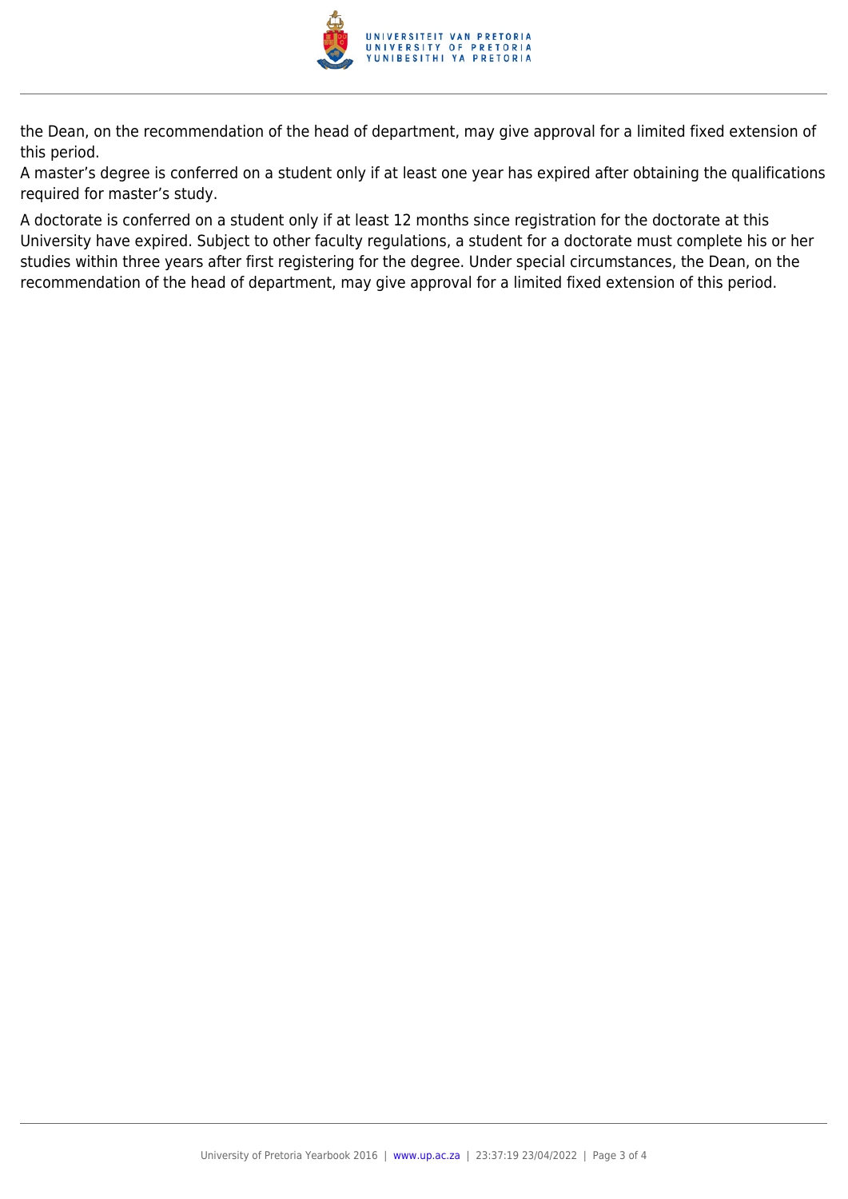the Dean, on the recommendation of the head of department, may give approval for a limited fixed extension of this period.
A master's degree is conferred on a student only if at least one year has expired after obtaining the qualifications required for master's study.

A doctorate is conferred on a student only if at least 12 months since registration for the doctorate at this University have expired. Subject to other faculty regulations, a student for a doctorate must complete his or her studies within three years after first registering for the degree. Under special circumstances, the Dean, on the recommendation of the head of department, may give approval for a limited fixed extension of this period.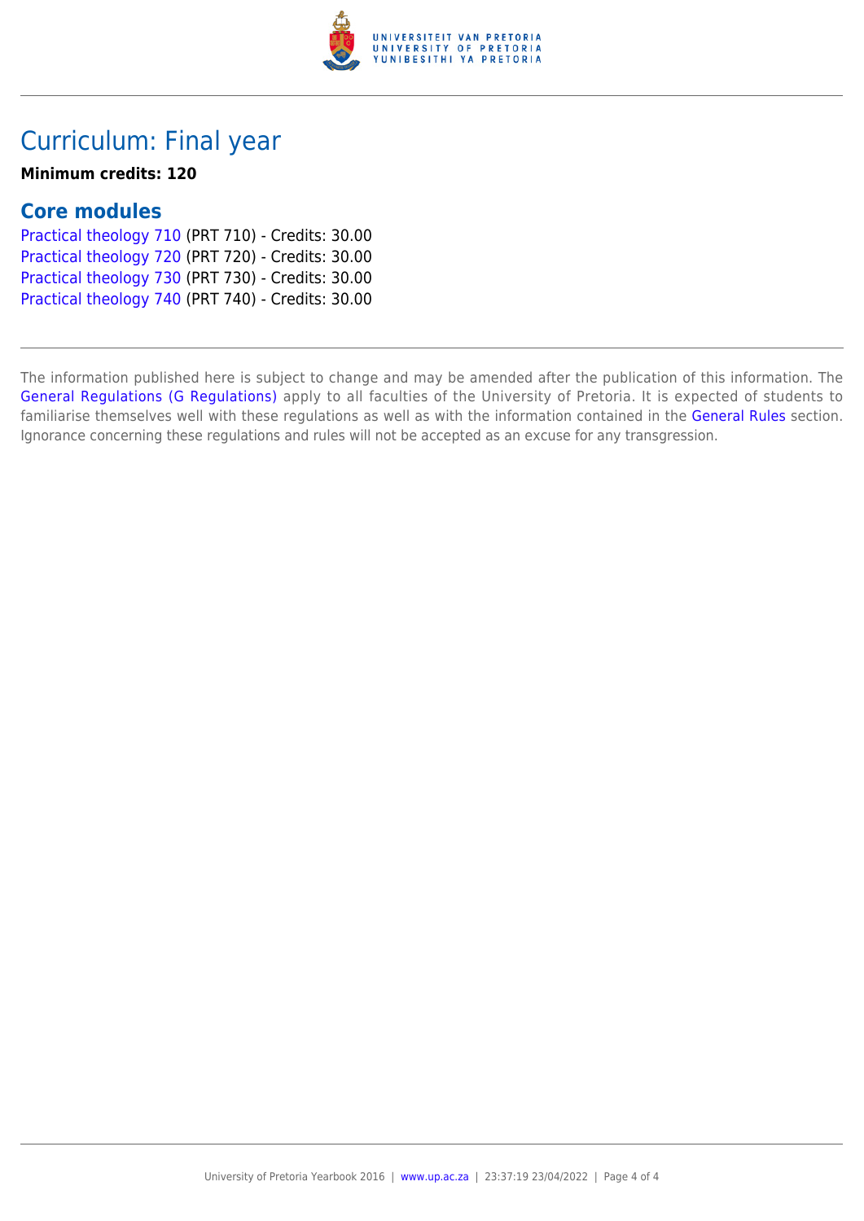# Curriculum: Final year

**Minimum credits: 120**

## Core modules

Practical theology 710 (PRT 710) - Credits: 30.00
Practical theology 720 (PRT 720) - Credits: 30.00
Practical theology 730 (PRT 730) - Credits: 30.00
Practical theology 740 (PRT 740) - Credits: 30.00

The information published here is subject to change and may be amended after the publication of this information. The General Regulations (G Regulations) apply to all faculties of the University of Pretoria. It is expected of students to familiarise themselves well with these regulations as well as with the information contained in the General Rules section. Ignorance concerning these regulations and rules will not be accepted as an excuse for any transgression.